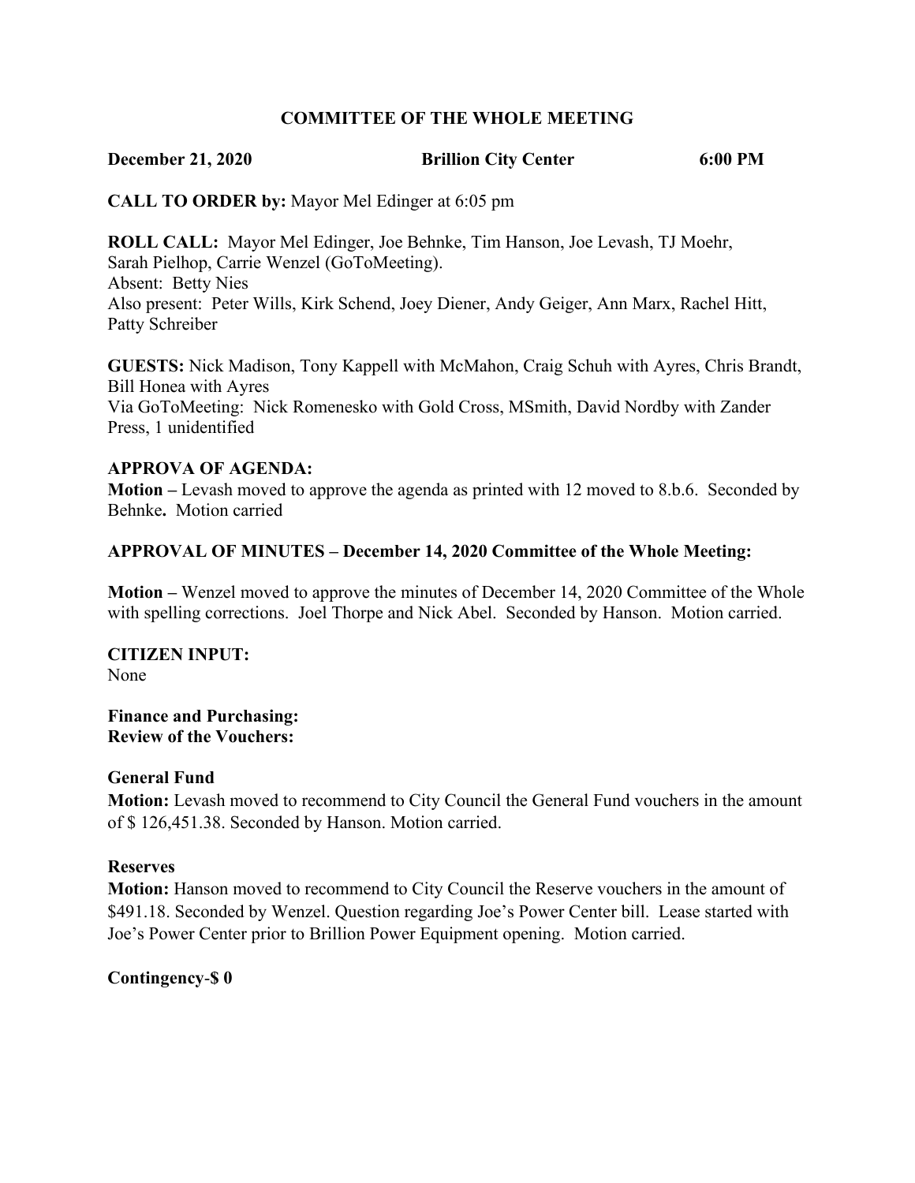# COMMITTEE OF THE WHOLE MEETING

**December 21, 2020 Brillion City Center 6:00 PM**

**CALL TO ORDER by:** Mayor Mel Edinger at 6:05 pm

**ROLL CALL:** Mayor Mel Edinger, Joe Behnke, Tim Hanson, Joe Levash, TJ Moehr, Sarah Pielhop, Carrie Wenzel (GoToMeeting).
Absent: Betty Nies
Also present: Peter Wills, Kirk Schend, Joey Diener, Andy Geiger, Ann Marx, Rachel Hitt, Patty Schreiber

**GUESTS:** Nick Madison, Tony Kappell with McMahon, Craig Schuh with Ayres, Chris Brandt, Bill Honea with Ayres
Via GoToMeeting: Nick Romenesko with Gold Cross, MSmith, David Nordby with Zander Press, 1 unidentified

**APPROVA OF AGENDA:**
**Motion –** Levash moved to approve the agenda as printed with 12 moved to 8.b.6. Seconded by Behnke**.** Motion carried

**APPROVAL OF MINUTES – December 14, 2020 Committee of the Whole Meeting:**

**Motion –** Wenzel moved to approve the minutes of December 14, 2020 Committee of the Whole with spelling corrections. Joel Thorpe and Nick Abel. Seconded by Hanson. Motion carried.

**CITIZEN INPUT:**
None

**Finance and Purchasing:**
**Review of the Vouchers:**

**General Fund**
**Motion:** Levash moved to recommend to City Council the General Fund vouchers in the amount of $ 126,451.38. Seconded by Hanson. Motion carried.

**Reserves**
**Motion:** Hanson moved to recommend to City Council the Reserve vouchers in the amount of $491.18. Seconded by Wenzel. Question regarding Joe's Power Center bill. Lease started with Joe's Power Center prior to Brillion Power Equipment opening. Motion carried.

**Contingency-$ 0**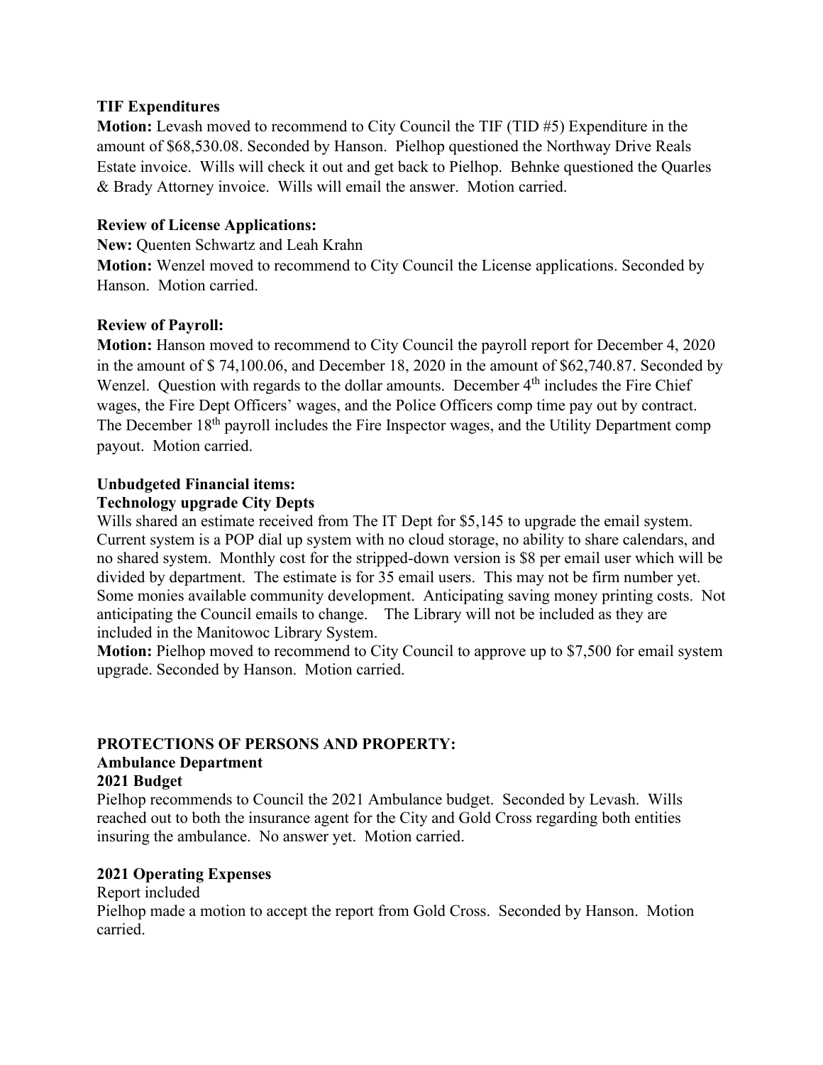**TIF Expenditures**
**Motion:** Levash moved to recommend to City Council the TIF (TID #5) Expenditure in the amount of $68,530.08. Seconded by Hanson. Pielhop questioned the Northway Drive Reals Estate invoice. Wills will check it out and get back to Pielhop. Behnke questioned the Quarles & Brady Attorney invoice. Wills will email the answer. Motion carried.

**Review of License Applications:**
**New:** Quenten Schwartz and Leah Krahn
**Motion:** Wenzel moved to recommend to City Council the License applications. Seconded by Hanson. Motion carried.

**Review of Payroll:**
**Motion:** Hanson moved to recommend to City Council the payroll report for December 4, 2020 in the amount of $ 74,100.06, and December 18, 2020 in the amount of $62,740.87. Seconded by Wenzel. Question with regards to the dollar amounts. December 4th includes the Fire Chief wages, the Fire Dept Officers' wages, and the Police Officers comp time pay out by contract. The December 18th payroll includes the Fire Inspector wages, and the Utility Department comp payout. Motion carried.

**Unbudgeted Financial items:**
**Technology upgrade City Depts**
Wills shared an estimate received from The IT Dept for $5,145 to upgrade the email system. Current system is a POP dial up system with no cloud storage, no ability to share calendars, and no shared system. Monthly cost for the stripped-down version is $8 per email user which will be divided by department. The estimate is for 35 email users. This may not be firm number yet. Some monies available community development. Anticipating saving money printing costs. Not anticipating the Council emails to change. The Library will not be included as they are included in the Manitowoc Library System.
**Motion:** Pielhop moved to recommend to City Council to approve up to $7,500 for email system upgrade. Seconded by Hanson. Motion carried.

**PROTECTIONS OF PERSONS AND PROPERTY:**
**Ambulance Department**
**2021 Budget**
Pielhop recommends to Council the 2021 Ambulance budget. Seconded by Levash. Wills reached out to both the insurance agent for the City and Gold Cross regarding both entities insuring the ambulance. No answer yet. Motion carried.

**2021 Operating Expenses**
Report included
Pielhop made a motion to accept the report from Gold Cross. Seconded by Hanson. Motion carried.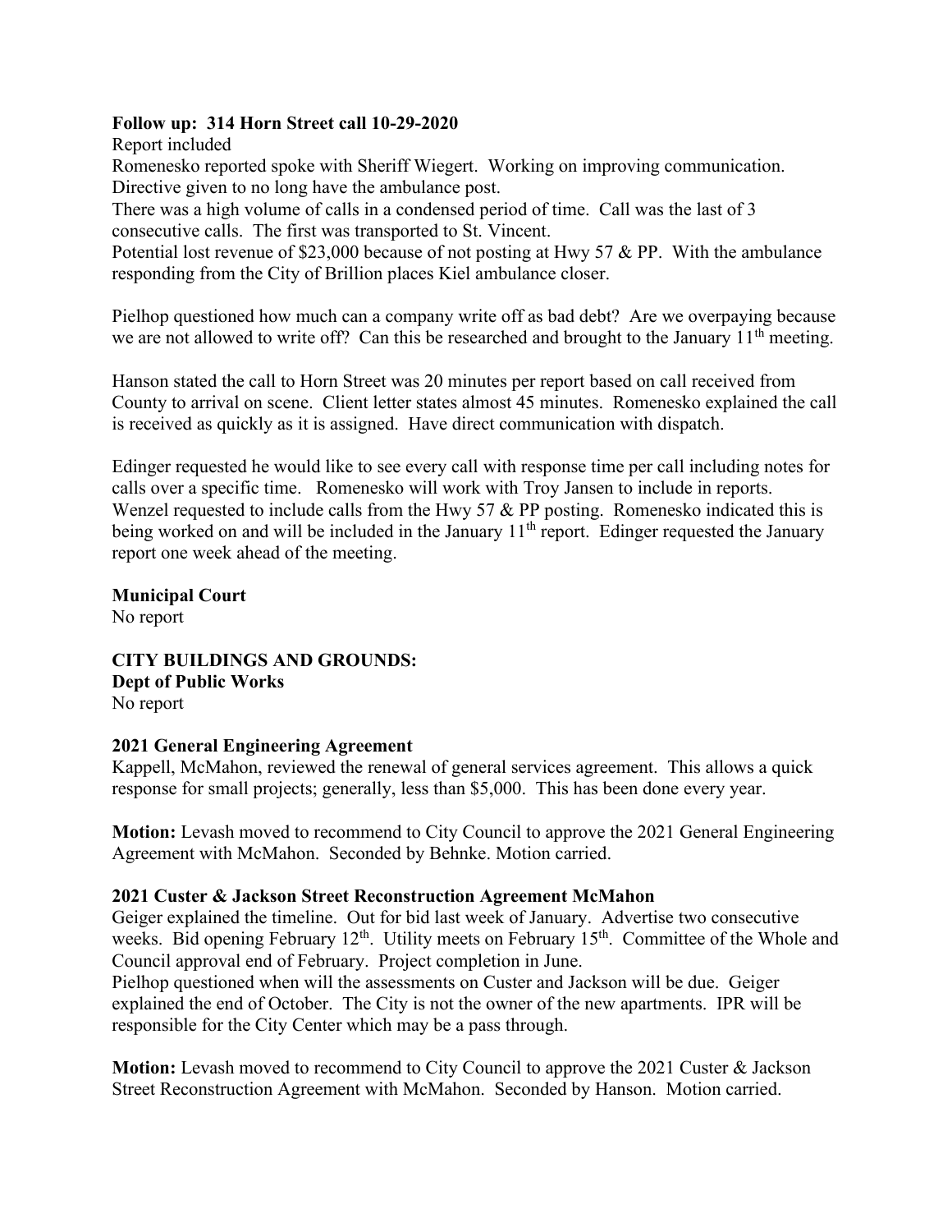**Follow up: 314 Horn Street call 10-29-2020**

Report included

Romenesko reported spoke with Sheriff Wiegert. Working on improving communication. Directive given to no long have the ambulance post.

There was a high volume of calls in a condensed period of time. Call was the last of 3 consecutive calls. The first was transported to St. Vincent.

Potential lost revenue of $23,000 because of not posting at Hwy 57 & PP. With the ambulance responding from the City of Brillion places Kiel ambulance closer.

Pielhop questioned how much can a company write off as bad debt? Are we overpaying because we are not allowed to write off? Can this be researched and brought to the January 11th meeting.

Hanson stated the call to Horn Street was 20 minutes per report based on call received from County to arrival on scene. Client letter states almost 45 minutes. Romenesko explained the call is received as quickly as it is assigned. Have direct communication with dispatch.

Edinger requested he would like to see every call with response time per call including notes for calls over a specific time. Romenesko will work with Troy Jansen to include in reports. Wenzel requested to include calls from the Hwy 57 & PP posting. Romenesko indicated this is being worked on and will be included in the January 11th report. Edinger requested the January report one week ahead of the meeting.

**Municipal Court**

No report

**CITY BUILDINGS AND GROUNDS:**

**Dept of Public Works**

No report

**2021 General Engineering Agreement**

Kappell, McMahon, reviewed the renewal of general services agreement. This allows a quick response for small projects; generally, less than $5,000. This has been done every year.

**Motion:** Levash moved to recommend to City Council to approve the 2021 General Engineering Agreement with McMahon. Seconded by Behnke. Motion carried.

**2021 Custer & Jackson Street Reconstruction Agreement McMahon**

Geiger explained the timeline. Out for bid last week of January. Advertise two consecutive weeks. Bid opening February 12th. Utility meets on February 15th. Committee of the Whole and Council approval end of February. Project completion in June.

Pielhop questioned when will the assessments on Custer and Jackson will be due. Geiger explained the end of October. The City is not the owner of the new apartments. IPR will be responsible for the City Center which may be a pass through.

**Motion:** Levash moved to recommend to City Council to approve the 2021 Custer & Jackson Street Reconstruction Agreement with McMahon. Seconded by Hanson. Motion carried.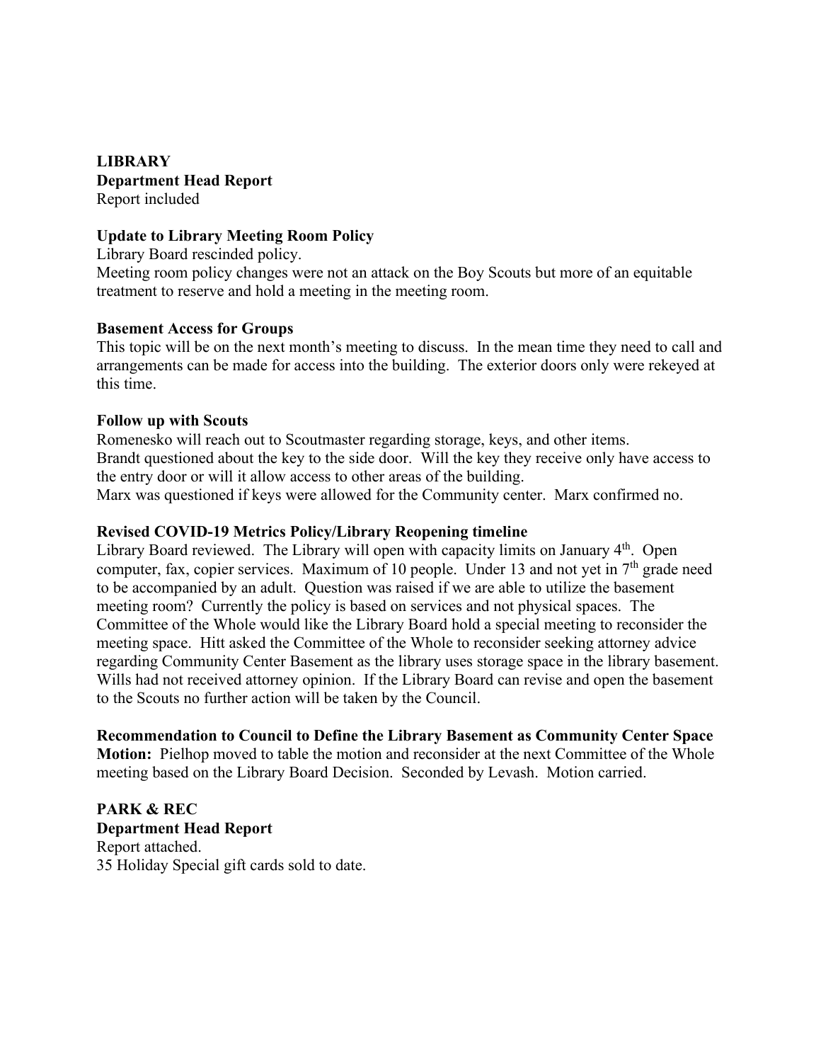**LIBRARY**

**Department Head Report**

Report included

**Update to Library Meeting Room Policy**

Library Board rescinded policy.

Meeting room policy changes were not an attack on the Boy Scouts but more of an equitable treatment to reserve and hold a meeting in the meeting room.

**Basement Access for Groups**

This topic will be on the next month's meeting to discuss. In the mean time they need to call and arrangements can be made for access into the building. The exterior doors only were rekeyed at this time.

**Follow up with Scouts**

Romenesko will reach out to Scoutmaster regarding storage, keys, and other items.

Brandt questioned about the key to the side door. Will the key they receive only have access to the entry door or will it allow access to other areas of the building.

Marx was questioned if keys were allowed for the Community center. Marx confirmed no.

**Revised COVID-19 Metrics Policy/Library Reopening timeline**

Library Board reviewed. The Library will open with capacity limits on January 4th. Open computer, fax, copier services. Maximum of 10 people. Under 13 and not yet in 7th grade need to be accompanied by an adult. Question was raised if we are able to utilize the basement meeting room? Currently the policy is based on services and not physical spaces. The Committee of the Whole would like the Library Board hold a special meeting to reconsider the meeting space. Hitt asked the Committee of the Whole to reconsider seeking attorney advice regarding Community Center Basement as the library uses storage space in the library basement. Wills had not received attorney opinion. If the Library Board can revise and open the basement to the Scouts no further action will be taken by the Council.

**Recommendation to Council to Define the Library Basement as Community Center Space**

**Motion:** Pielhop moved to table the motion and reconsider at the next Committee of the Whole meeting based on the Library Board Decision. Seconded by Levash. Motion carried.

**PARK & REC**

**Department Head Report**

Report attached.

35 Holiday Special gift cards sold to date.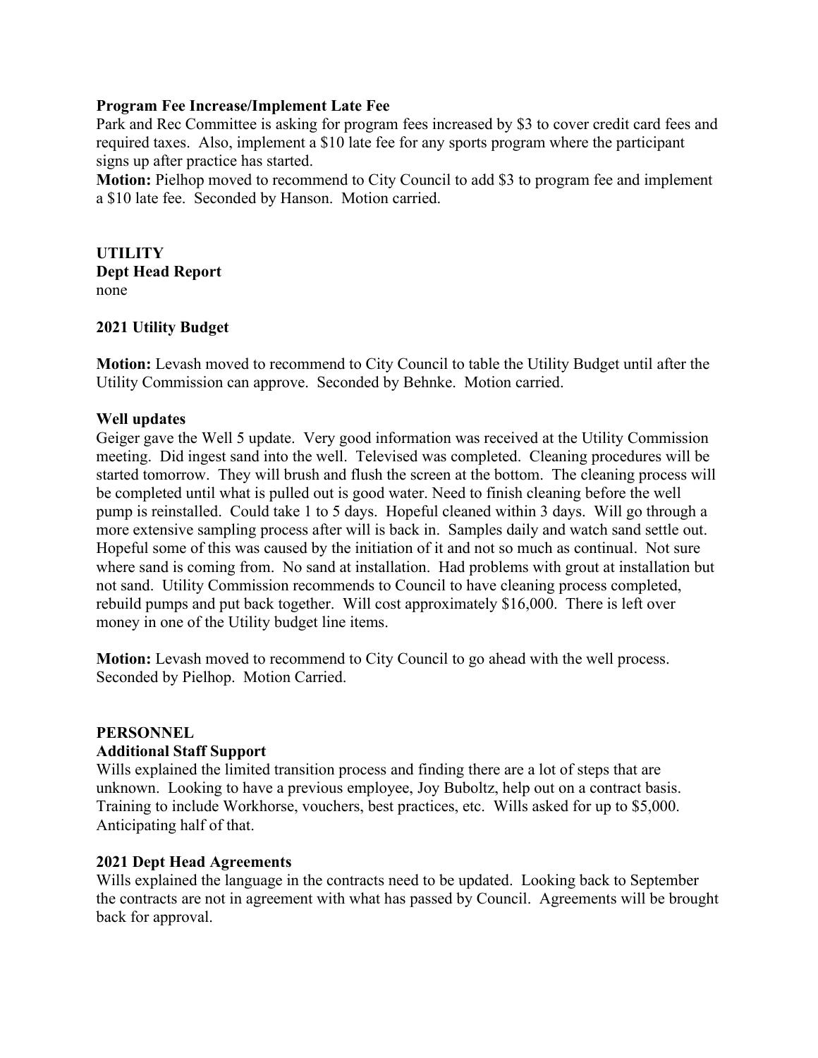**Program Fee Increase/Implement Late Fee**

Park and Rec Committee is asking for program fees increased by $3 to cover credit card fees and required taxes. Also, implement a $10 late fee for any sports program where the participant signs up after practice has started.

**Motion:** Pielhop moved to recommend to City Council to add $3 to program fee and implement a $10 late fee. Seconded by Hanson. Motion carried.

**UTILITY**

**Dept Head Report**

none

**2021 Utility Budget**

**Motion:** Levash moved to recommend to City Council to table the Utility Budget until after the Utility Commission can approve. Seconded by Behnke. Motion carried.

**Well updates**

Geiger gave the Well 5 update. Very good information was received at the Utility Commission meeting. Did ingest sand into the well. Televised was completed. Cleaning procedures will be started tomorrow. They will brush and flush the screen at the bottom. The cleaning process will be completed until what is pulled out is good water. Need to finish cleaning before the well pump is reinstalled. Could take 1 to 5 days. Hopeful cleaned within 3 days. Will go through a more extensive sampling process after will is back in. Samples daily and watch sand settle out. Hopeful some of this was caused by the initiation of it and not so much as continual. Not sure where sand is coming from. No sand at installation. Had problems with grout at installation but not sand. Utility Commission recommends to Council to have cleaning process completed, rebuild pumps and put back together. Will cost approximately $16,000. There is left over money in one of the Utility budget line items.

**Motion:** Levash moved to recommend to City Council to go ahead with the well process. Seconded by Pielhop. Motion Carried.

**PERSONNEL**

**Additional Staff Support**

Wills explained the limited transition process and finding there are a lot of steps that are unknown. Looking to have a previous employee, Joy Buboltz, help out on a contract basis. Training to include Workhorse, vouchers, best practices, etc. Wills asked for up to $5,000. Anticipating half of that.

**2021 Dept Head Agreements**

Wills explained the language in the contracts need to be updated. Looking back to September the contracts are not in agreement with what has passed by Council. Agreements will be brought back for approval.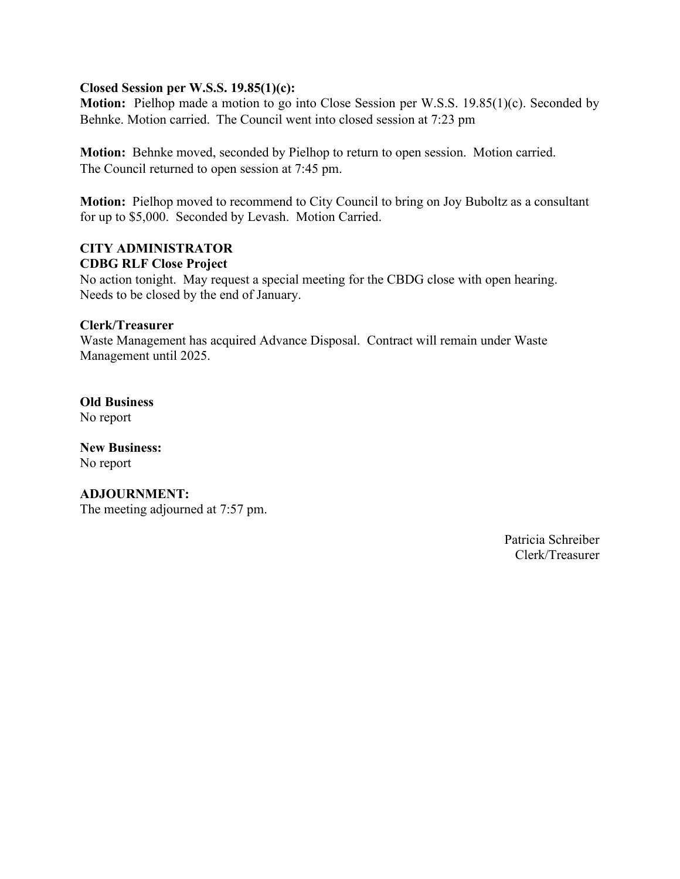**Closed Session per W.S.S. 19.85(1)(c):**

**Motion:** Pielhop made a motion to go into Close Session per W.S.S. 19.85(1)(c). Seconded by Behnke. Motion carried. The Council went into closed session at 7:23 pm

**Motion:** Behnke moved, seconded by Pielhop to return to open session. Motion carried. The Council returned to open session at 7:45 pm.

**Motion:** Pielhop moved to recommend to City Council to bring on Joy Buboltz as a consultant for up to $5,000. Seconded by Levash. Motion Carried.

**CITY ADMINISTRATOR**

**CDBG RLF Close Project**

No action tonight. May request a special meeting for the CBDG close with open hearing. Needs to be closed by the end of January.

**Clerk/Treasurer**

Waste Management has acquired Advance Disposal. Contract will remain under Waste Management until 2025.

**Old Business**

No report

**New Business:**

No report

**ADJOURNMENT:**

The meeting adjourned at 7:57 pm.

Patricia Schreiber
Clerk/Treasurer